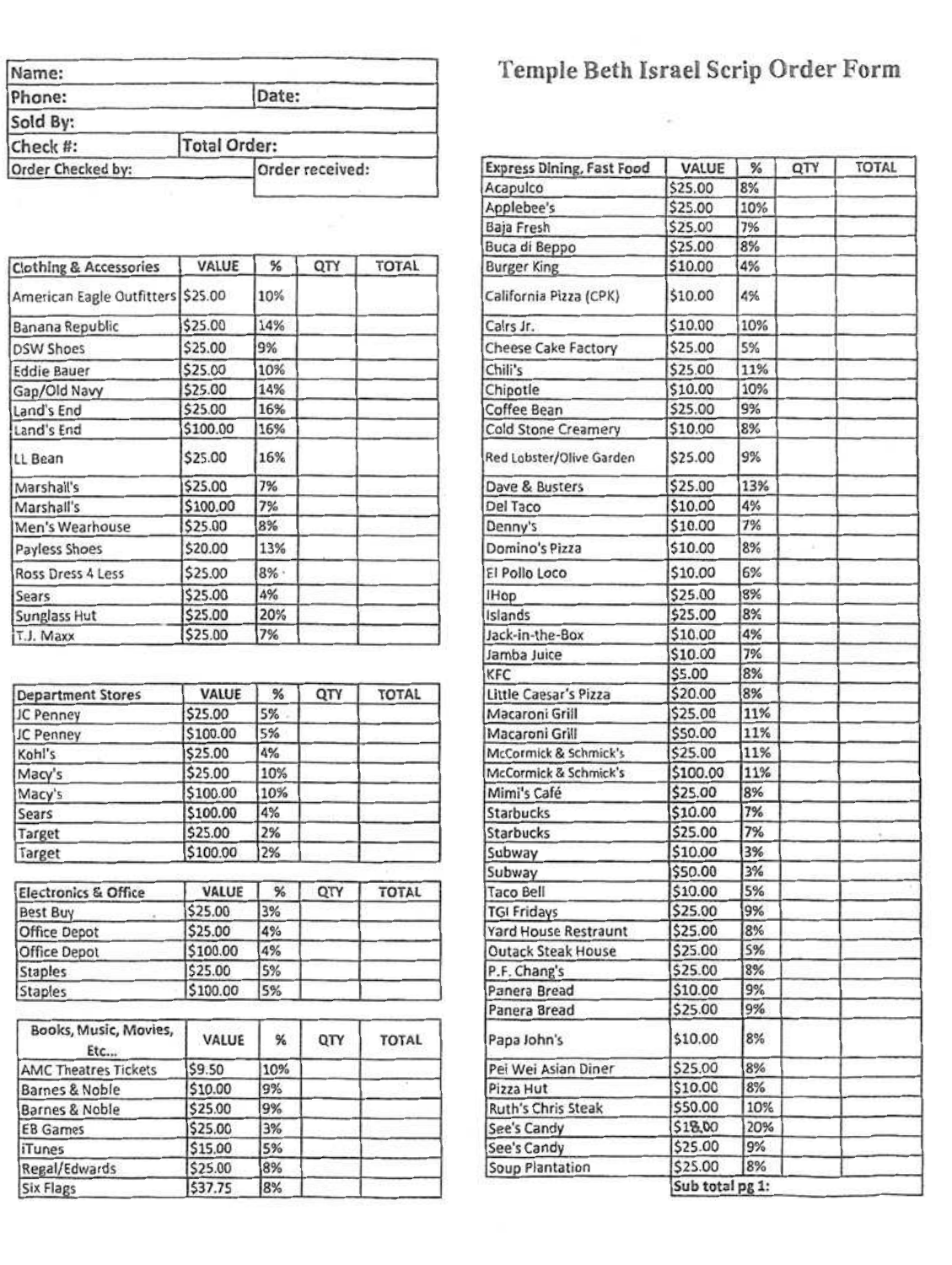# Temple Beth Israel Scrip Order Form

| | | |
|---|---|---|
| Name: | | |
| Phone: | | Date: |
| Sold By: | | |
| Check #: | Total Order: | |
| Order Checked by: | | Order received: |

| Clothing & Accessories | VALUE | % | QTY | TOTAL |
|---|---|---|---|---|
| American Eagle Outfitters | $25.00 | 10% | | |
| Banana Republic | $25.00 | 14% | | |
| DSW Shoes | $25.00 | 9% | | |
| Eddie Bauer | $25.00 | 10% | | |
| Gap/Old Navy | $25.00 | 14% | | |
| Land's End | $25.00 | 16% | | |
| Land's End | $100.00 | 16% | | |
| LL Bean | $25.00 | 16% | | |
| Marshall's | $25.00 | 7% | | |
| Marshall's | $100.00 | 7% | | |
| Men's Wearhouse | $25.00 | 8% | | |
| Payless Shoes | $20.00 | 13% | | |
| Ross Dress 4 Less | $25.00 | 8% | | |
| Sears | $25.00 | 4% | | |
| Sunglass Hut | $25.00 | 20% | | |
| T.J. Maxx | $25.00 | 7% | | |

| Department Stores | VALUE | % | QTY | TOTAL |
|---|---|---|---|---|
| JC Penney | $25.00 | 5% | | |
| JC Penney | $100.00 | 5% | | |
| Kohl's | $25.00 | 4% | | |
| Macy's | $25.00 | 10% | | |
| Macy's | $100.00 | 10% | | |
| Sears | $100.00 | 4% | | |
| Target | $25.00 | 2% | | |
| Target | $100.00 | 2% | | |

| Electronics & Office | VALUE | % | QTY | TOTAL |
|---|---|---|---|---|
| Best Buy | $25.00 | 3% | | |
| Office Depot | $25.00 | 4% | | |
| Office Depot | $100.00 | 4% | | |
| Staples | $25.00 | 5% | | |
| Staples | $100.00 | 5% | | |

| Books, Music, Movies, Etc... | VALUE | % | QTY | TOTAL |
|---|---|---|---|---|
| AMC Theatres Tickets | $9.50 | 10% | | |
| Barnes & Noble | $10.00 | 9% | | |
| Barnes & Noble | $25.00 | 9% | | |
| EB Games | $25.00 | 3% | | |
| iTunes | $15.00 | 5% | | |
| Regal/Edwards | $25.00 | 8% | | |
| Six Flags | $37.75 | 8% | | |

| Express Dining, Fast Food | VALUE | % | QTY | TOTAL |
|---|---|---|---|---|
| Acapulco | $25.00 | 8% | | |
| Applebee's | $25.00 | 10% | | |
| Baja Fresh | $25.00 | 7% | | |
| Buca di Beppo | $25.00 | 8% | | |
| Burger King | $10.00 | 4% | | |
| California Pizza (CPK) | $10.00 | 4% | | |
| Calrs Jr. | $10.00 | 10% | | |
| Cheese Cake Factory | $25.00 | 5% | | |
| Chili's | $25.00 | 11% | | |
| Chipotle | $10.00 | 10% | | |
| Coffee Bean | $25.00 | 9% | | |
| Cold Stone Creamery | $10.00 | 8% | | |
| Red Lobster/Olive Garden | $25.00 | 9% | | |
| Dave & Busters | $25.00 | 13% | | |
| Del Taco | $10.00 | 4% | | |
| Denny's | $10.00 | 7% | | |
| Domino's Pizza | $10.00 | 8% | | |
| El Pollo Loco | $10.00 | 6% | | |
| IHop | $25.00 | 8% | | |
| Islands | $25.00 | 8% | | |
| Jack-in-the-Box | $10.00 | 4% | | |
| Jamba Juice | $10.00 | 7% | | |
| KFC | $5.00 | 8% | | |
| Little Caesar's Pizza | $20.00 | 8% | | |
| Macaroni Grill | $25.00 | 11% | | |
| Macaroni Grill | $50.00 | 11% | | |
| McCormick & Schmick's | $25.00 | 11% | | |
| McCormick & Schmick's | $100.00 | 11% | | |
| Mimi's Café | $25.00 | 8% | | |
| Starbucks | $10.00 | 7% | | |
| Starbucks | $25.00 | 7% | | |
| Subway | $10.00 | 3% | | |
| Subway | $50.00 | 3% | | |
| Taco Bell | $10.00 | 5% | | |
| TGI Fridays | $25.00 | 9% | | |
| Yard House Restraunt | $25.00 | 8% | | |
| Outack Steak House | $25.00 | 5% | | |
| P.F. Chang's | $25.00 | 8% | | |
| Panera Bread | $10.00 | 9% | | |
| Panera Bread | $25.00 | 9% | | |
| Papa John's | $10.00 | 8% | | |
| Pei Wei Asian Diner | $25.00 | 8% | | |
| Pizza Hut | $10.00 | 8% | | |
| Ruth's Chris Steak | $50.00 | 10% | | |
| See's Candy | $18.00 | 20% | | |
| See's Candy | $25.00 | 9% | | |
| Soup Plantation | $25.00 | 8% | | |
| | Sub total pg 1: | | | |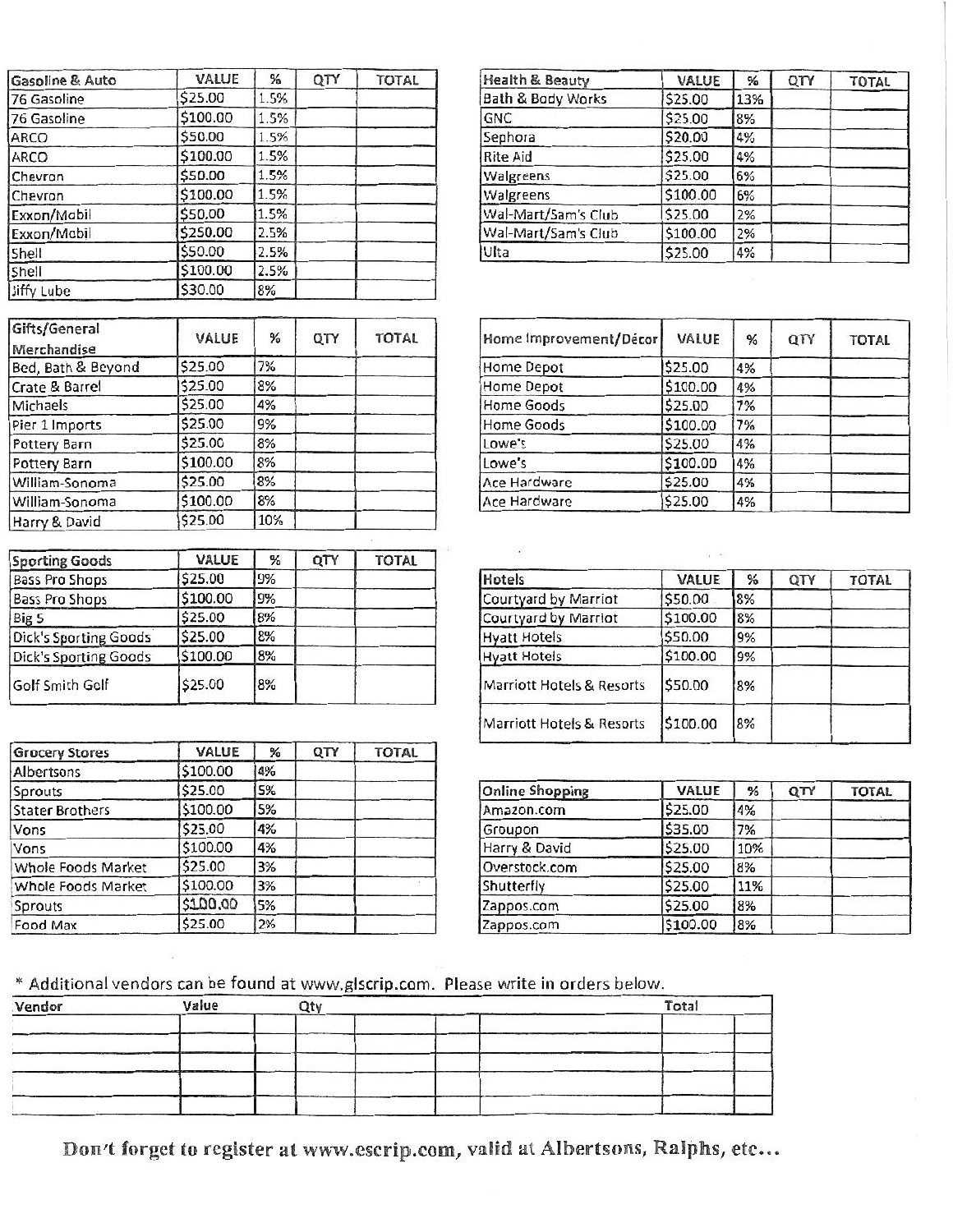| Gasoline & Auto | VALUE | % | QTY | TOTAL |
|---|---|---|---|---|
| 76 Gasoline | $25.00 | 1.5% | | |
| 76 Gasoline | $100.00 | 1.5% | | |
| ARCO | $50.00 | 1.5% | | |
| ARCO | $100.00 | 1.5% | | |
| Chevron | $50.00 | 1.5% | | |
| Chevron | $100.00 | 1.5% | | |
| Exxon/Mobil | $50.00 | 1.5% | | |
| Exxon/Mobil | $250.00 | 2.5% | | |
| Shell | $50.00 | 2.5% | | |
| Shell | $100.00 | 2.5% | | |
| Jiffy Lube | $30.00 | 8% | | |

| Health & Beauty | VALUE | % | QTY | TOTAL |
|---|---|---|---|---|
| Bath & Body Works | $25.00 | 13% | | |
| GNC | $25.00 | 8% | | |
| Sephora | $20.00 | 4% | | |
| Rite Aid | $25.00 | 4% | | |
| Walgreens | $25.00 | 6% | | |
| Walgreens | $100.00 | 6% | | |
| Wal-Mart/Sam's Club | $25.00 | 2% | | |
| Wal-Mart/Sam's Club | $100.00 | 2% | | |
| Ulta | $25.00 | 4% | | |

| Gifts/General Merchandise | VALUE | % | QTY | TOTAL |
|---|---|---|---|---|
| Bed, Bath & Beyond | $25.00 | 7% | | |
| Crate & Barrel | $25.00 | 8% | | |
| Michaels | $25.00 | 4% | | |
| Pier 1 Imports | $25.00 | 9% | | |
| Pottery Barn | $25.00 | 8% | | |
| Pottery Barn | $100.00 | 8% | | |
| William-Sonoma | $25.00 | 8% | | |
| William-Sonoma | $100.00 | 8% | | |
| Harry & David | $25.00 | 10% | | |

| Home Improvement/Décor | VALUE | % | QTY | TOTAL |
|---|---|---|---|---|
| Home Depot | $25.00 | 4% | | |
| Home Depot | $100.00 | 4% | | |
| Home Goods | $25.00 | 7% | | |
| Home Goods | $100.00 | 7% | | |
| Lowe's | $25.00 | 4% | | |
| Lowe's | $100.00 | 4% | | |
| Ace Hardware | $25.00 | 4% | | |
| Ace Hardware | $25.00 | 4% | | |

| Sporting Goods | VALUE | % | QTY | TOTAL |
|---|---|---|---|---|
| Bass Pro Shops | $25.00 | 9% | | |
| Bass Pro Shops | $100.00 | 9% | | |
| Big 5 | $25.00 | 8% | | |
| Dick's Sporting Goods | $25.00 | 8% | | |
| Dick's Sporting Goods | $100.00 | 8% | | |
| Golf Smith Golf | $25.00 | 8% | | |

| Hotels | VALUE | % | QTY | TOTAL |
|---|---|---|---|---|
| Courtyard by Marriot | $50.00 | 8% | | |
| Courtyard by Marriot | $100.00 | 8% | | |
| Hyatt Hotels | $50.00 | 9% | | |
| Hyatt Hotels | $100.00 | 9% | | |
| Marriott Hotels & Resorts | $50.00 | 8% | | |
| Marriott Hotels & Resorts | $100.00 | 8% | | |

| Grocery Stores | VALUE | % | QTY | TOTAL |
|---|---|---|---|---|
| Albertsons | $100.00 | 4% | | |
| Sprouts | $25.00 | 5% | | |
| Stater Brothers | $100.00 | 5% | | |
| Vons | $25.00 | 4% | | |
| Vons | $100.00 | 4% | | |
| Whole Foods Market | $25.00 | 3% | | |
| Whole Foods Market | $100.00 | 3% | | |
| Sprouts | $100.00 | 5% | | |
| Food Max | $25.00 | 2% | | |

| Online Shopping | VALUE | % | QTY | TOTAL |
|---|---|---|---|---|
| Amazon.com | $25.00 | 4% | | |
| Groupon | $35.00 | 7% | | |
| Harry & David | $25.00 | 10% | | |
| Overstock.com | $25.00 | 8% | | |
| Shutterfly | $25.00 | 11% | | |
| Zappos.com | $25.00 | 8% | | |
| Zappos.com | $100.00 | 8% | | |

* Additional vendors can be found at www.glscrip.com. Please write in orders below.

| Vendor | Value | | Qty | | | | Total | |
|---|---|---|---|---|---|---|---|---|
| | | | | | | | | |
| | | | | | | | | |
| | | | | | | | | |
| | | | | | | | | |
| | | | | | | | | |

**Don't forget to register at www.escrip.com, valid at Albertsons, Ralphs, etc...**